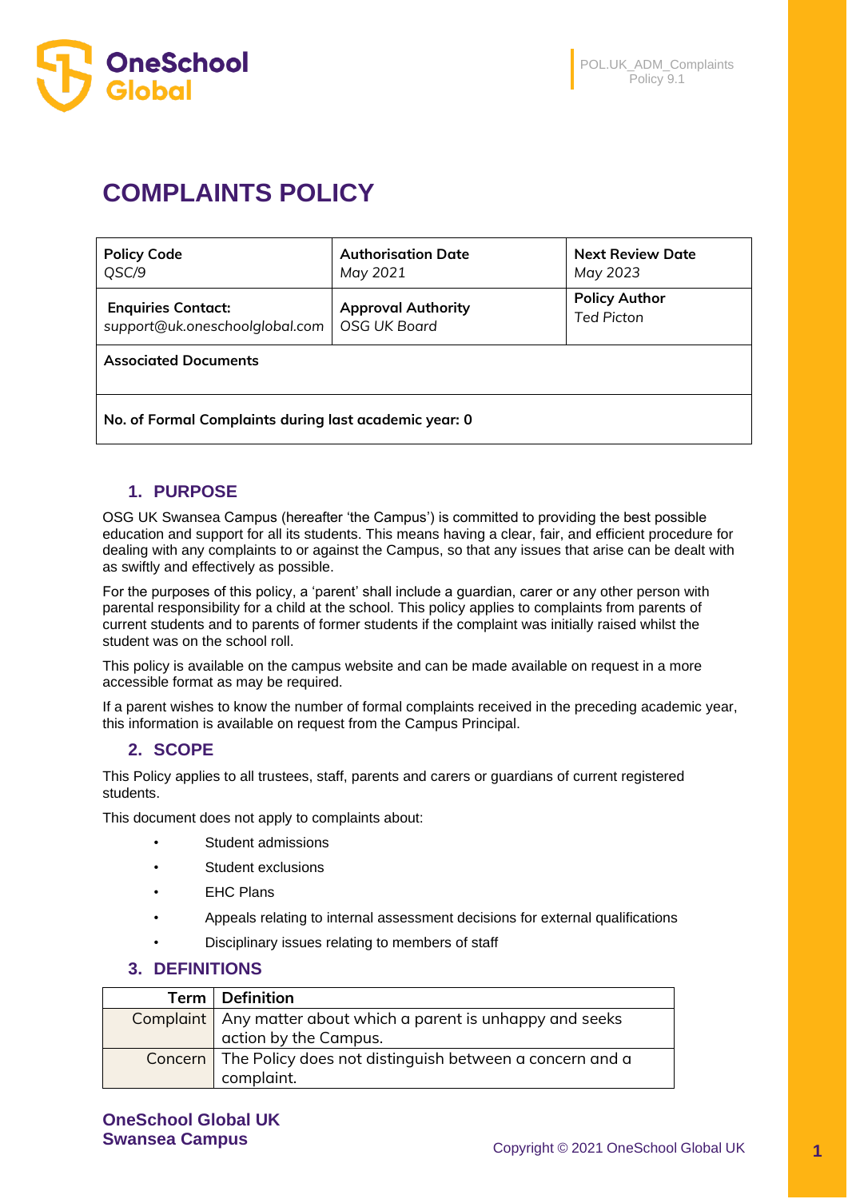# COMPLAINTS POLICY

| **Policy Code**<br>*QSC/9* | **Authorisation Date**<br>*May 2021* | **Next Review Date**<br>*May 2023* |
|---|---|---|
| **Enquiries Contact:**<br>*support@uk.oneschoolglobal.com* | **Approval Authority**<br>*OSG UK Board* | **Policy Author**<br>*Ted Picton* |
| **Associated Documents** | | |
| **No. of Formal Complaints during last academic year: 0** | | |

## 1. PURPOSE

OSG UK Swansea Campus (hereafter 'the Campus') is committed to providing the best possible education and support for all its students. This means having a clear, fair, and efficient procedure for dealing with any complaints to or against the Campus, so that any issues that arise can be dealt with as swiftly and effectively as possible.

For the purposes of this policy, a 'parent' shall include a guardian, carer or any other person with parental responsibility for a child at the school. This policy applies to complaints from parents of current students and to parents of former students if the complaint was initially raised whilst the student was on the school roll.

This policy is available on the campus website and can be made available on request in a more accessible format as may be required.

If a parent wishes to know the number of formal complaints received in the preceding academic year, this information is available on request from the Campus Principal.

## 2. SCOPE

This Policy applies to all trustees, staff, parents and carers or guardians of current registered students.

This document does not apply to complaints about:

- Student admissions
- Student exclusions
- EHC Plans
- Appeals relating to internal assessment decisions for external qualifications
- Disciplinary issues relating to members of staff

## 3. DEFINITIONS

| Term | Definition |
|---|---|
| Complaint | Any matter about which a parent is unhappy and seeks action by the Campus. |
| Concern | The Policy does not distinguish between a concern and a complaint. |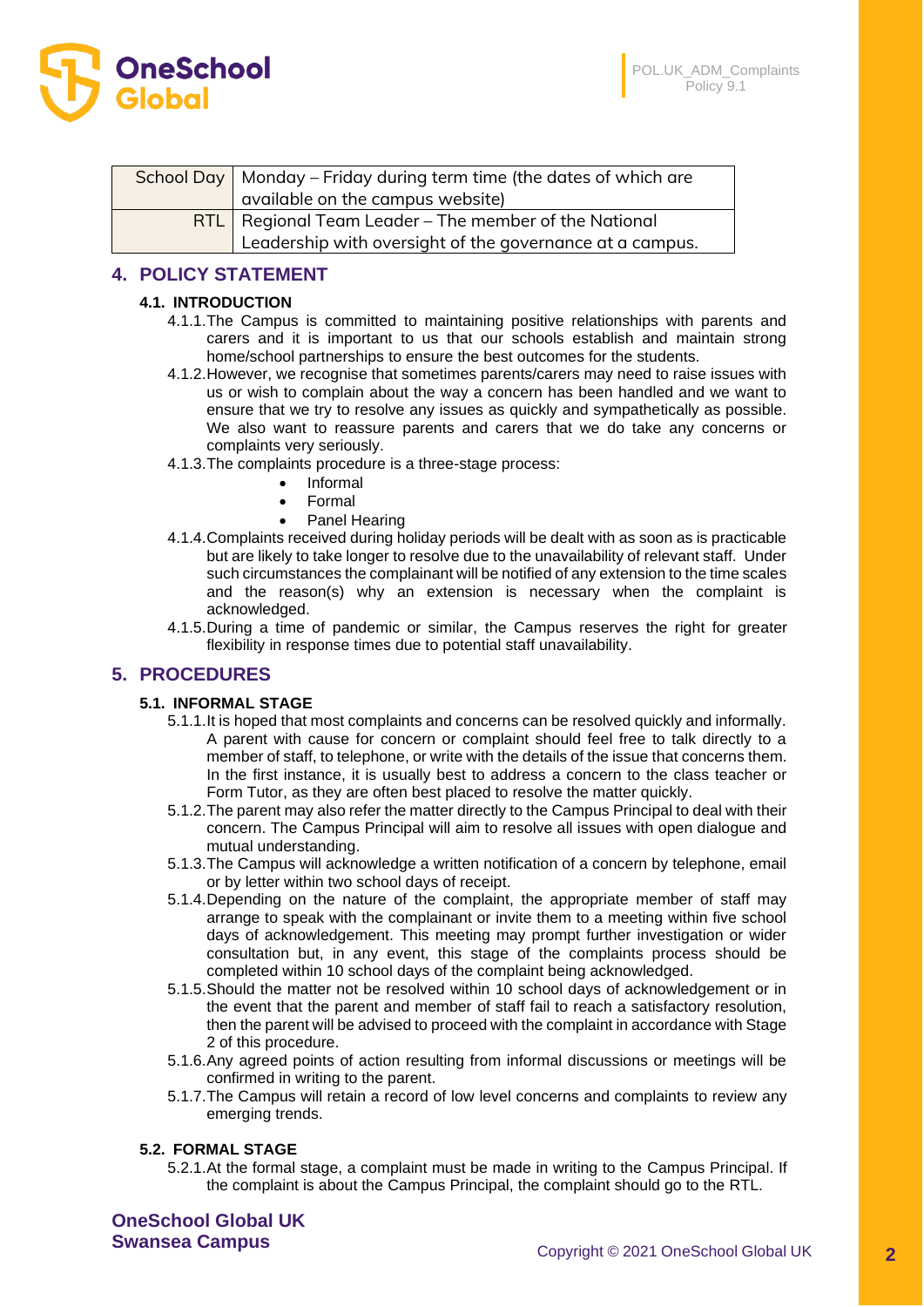| School Day | Monday – Friday during term time (the dates of which are available on the campus website) |
|---|---|
| RTL | Regional Team Leader – The member of the National Leadership with oversight of the governance at a campus. |

## 4. POLICY STATEMENT

### 4.1. INTRODUCTION

4.1.1. The Campus is committed to maintaining positive relationships with parents and carers and it is important to us that our schools establish and maintain strong home/school partnerships to ensure the best outcomes for the students.

4.1.2. However, we recognise that sometimes parents/carers may need to raise issues with us or wish to complain about the way a concern has been handled and we want to ensure that we try to resolve any issues as quickly and sympathetically as possible. We also want to reassure parents and carers that we do take any concerns or complaints very seriously.

4.1.3. The complaints procedure is a three-stage process:

- Informal
- Formal
- Panel Hearing

4.1.4. Complaints received during holiday periods will be dealt with as soon as is practicable but are likely to take longer to resolve due to the unavailability of relevant staff. Under such circumstances the complainant will be notified of any extension to the time scales and the reason(s) why an extension is necessary when the complaint is acknowledged.

4.1.5. During a time of pandemic or similar, the Campus reserves the right for greater flexibility in response times due to potential staff unavailability.

## 5. PROCEDURES

### 5.1. INFORMAL STAGE

5.1.1. It is hoped that most complaints and concerns can be resolved quickly and informally. A parent with cause for concern or complaint should feel free to talk directly to a member of staff, to telephone, or write with the details of the issue that concerns them. In the first instance, it is usually best to address a concern to the class teacher or Form Tutor, as they are often best placed to resolve the matter quickly.

5.1.2. The parent may also refer the matter directly to the Campus Principal to deal with their concern. The Campus Principal will aim to resolve all issues with open dialogue and mutual understanding.

5.1.3. The Campus will acknowledge a written notification of a concern by telephone, email or by letter within two school days of receipt.

5.1.4. Depending on the nature of the complaint, the appropriate member of staff may arrange to speak with the complainant or invite them to a meeting within five school days of acknowledgement. This meeting may prompt further investigation or wider consultation but, in any event, this stage of the complaints process should be completed within 10 school days of the complaint being acknowledged.

5.1.5. Should the matter not be resolved within 10 school days of acknowledgement or in the event that the parent and member of staff fail to reach a satisfactory resolution, then the parent will be advised to proceed with the complaint in accordance with Stage 2 of this procedure.

5.1.6. Any agreed points of action resulting from informal discussions or meetings will be confirmed in writing to the parent.

5.1.7. The Campus will retain a record of low level concerns and complaints to review any emerging trends.

### 5.2. FORMAL STAGE

5.2.1. At the formal stage, a complaint must be made in writing to the Campus Principal. If the complaint is about the Campus Principal, the complaint should go to the RTL.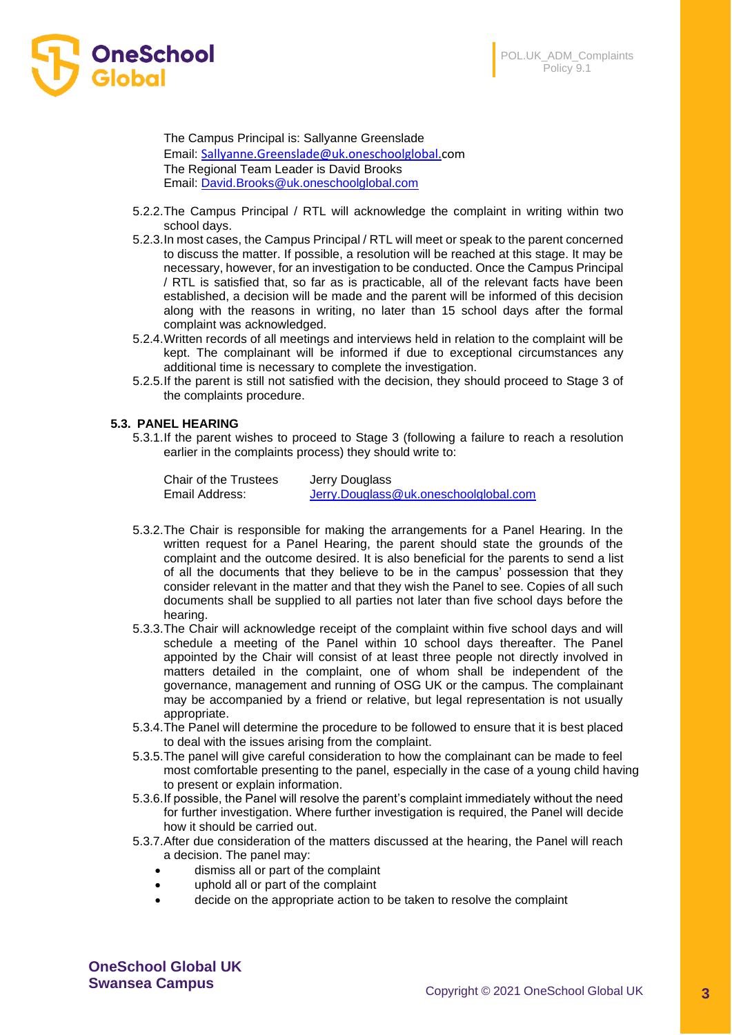The Campus Principal is: Sallyanne Greenslade
Email: Sallyanne.Greenslade@uk.oneschoolglobal.com
The Regional Team Leader is David Brooks
Email: David.Brooks@uk.oneschoolglobal.com

5.2.2. The Campus Principal / RTL will acknowledge the complaint in writing within two school days.

5.2.3. In most cases, the Campus Principal / RTL will meet or speak to the parent concerned to discuss the matter. If possible, a resolution will be reached at this stage. It may be necessary, however, for an investigation to be conducted. Once the Campus Principal / RTL is satisfied that, so far as is practicable, all of the relevant facts have been established, a decision will be made and the parent will be informed of this decision along with the reasons in writing, no later than 15 school days after the formal complaint was acknowledged.

5.2.4. Written records of all meetings and interviews held in relation to the complaint will be kept. The complainant will be informed if due to exceptional circumstances any additional time is necessary to complete the investigation.

5.2.5. If the parent is still not satisfied with the decision, they should proceed to Stage 3 of the complaints procedure.

### 5.3. PANEL HEARING

5.3.1. If the parent wishes to proceed to Stage 3 (following a failure to reach a resolution earlier in the complaints process) they should write to:

| | |
|---|---|
| Chair of the Trustees | Jerry Douglass |
| Email Address: | Jerry.Douglass@uk.oneschoolglobal.com |

5.3.2. The Chair is responsible for making the arrangements for a Panel Hearing. In the written request for a Panel Hearing, the parent should state the grounds of the complaint and the outcome desired. It is also beneficial for the parents to send a list of all the documents that they believe to be in the campus' possession that they consider relevant in the matter and that they wish the Panel to see. Copies of all such documents shall be supplied to all parties not later than five school days before the hearing.

5.3.3. The Chair will acknowledge receipt of the complaint within five school days and will schedule a meeting of the Panel within 10 school days thereafter. The Panel appointed by the Chair will consist of at least three people not directly involved in matters detailed in the complaint, one of whom shall be independent of the governance, management and running of OSG UK or the campus. The complainant may be accompanied by a friend or relative, but legal representation is not usually appropriate.

5.3.4. The Panel will determine the procedure to be followed to ensure that it is best placed to deal with the issues arising from the complaint.

5.3.5. The panel will give careful consideration to how the complainant can be made to feel most comfortable presenting to the panel, especially in the case of a young child having to present or explain information.

5.3.6. If possible, the Panel will resolve the parent's complaint immediately without the need for further investigation. Where further investigation is required, the Panel will decide how it should be carried out.

5.3.7. After due consideration of the matters discussed at the hearing, the Panel will reach a decision. The panel may:

- dismiss all or part of the complaint
- uphold all or part of the complaint
- decide on the appropriate action to be taken to resolve the complaint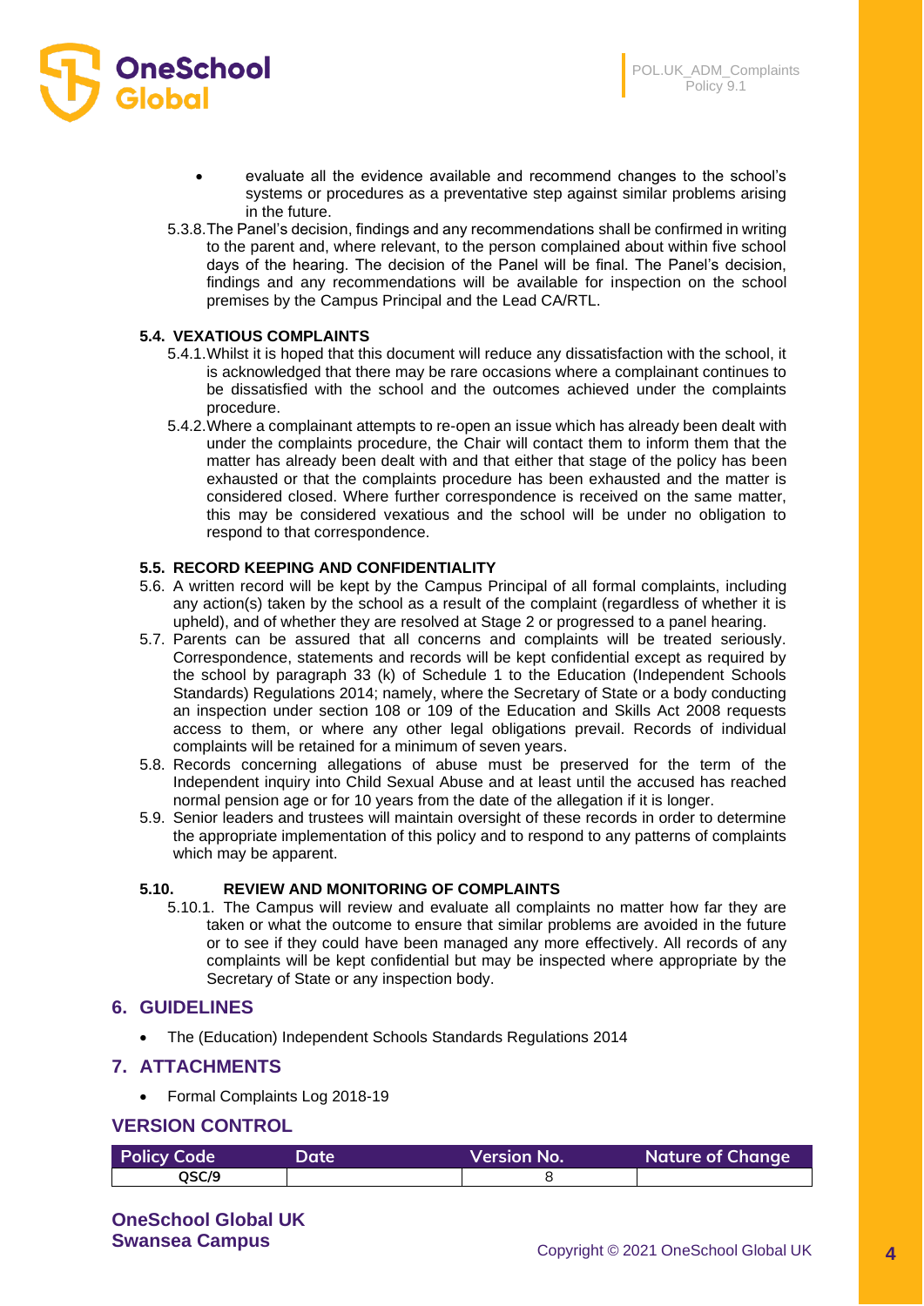- evaluate all the evidence available and recommend changes to the school's systems or procedures as a preventative step against similar problems arising in the future.

5.3.8. The Panel's decision, findings and any recommendations shall be confirmed in writing to the parent and, where relevant, to the person complained about within five school days of the hearing. The decision of the Panel will be final. The Panel's decision, findings and any recommendations will be available for inspection on the school premises by the Campus Principal and the Lead CA/RTL.

### 5.4. VEXATIOUS COMPLAINTS

5.4.1. Whilst it is hoped that this document will reduce any dissatisfaction with the school, it is acknowledged that there may be rare occasions where a complainant continues to be dissatisfied with the school and the outcomes achieved under the complaints procedure.

5.4.2. Where a complainant attempts to re-open an issue which has already been dealt with under the complaints procedure, the Chair will contact them to inform them that the matter has already been dealt with and that either that stage of the policy has been exhausted or that the complaints procedure has been exhausted and the matter is considered closed. Where further correspondence is received on the same matter, this may be considered vexatious and the school will be under no obligation to respond to that correspondence.

### 5.5. RECORD KEEPING AND CONFIDENTIALITY

5.6. A written record will be kept by the Campus Principal of all formal complaints, including any action(s) taken by the school as a result of the complaint (regardless of whether it is upheld), and of whether they are resolved at Stage 2 or progressed to a panel hearing.

5.7. Parents can be assured that all concerns and complaints will be treated seriously. Correspondence, statements and records will be kept confidential except as required by the school by paragraph 33 (k) of Schedule 1 to the Education (Independent Schools Standards) Regulations 2014; namely, where the Secretary of State or a body conducting an inspection under section 108 or 109 of the Education and Skills Act 2008 requests access to them, or where any other legal obligations prevail. Records of individual complaints will be retained for a minimum of seven years.

5.8. Records concerning allegations of abuse must be preserved for the term of the Independent inquiry into Child Sexual Abuse and at least until the accused has reached normal pension age or for 10 years from the date of the allegation if it is longer.

5.9. Senior leaders and trustees will maintain oversight of these records in order to determine the appropriate implementation of this policy and to respond to any patterns of complaints which may be apparent.

### 5.10. REVIEW AND MONITORING OF COMPLAINTS

5.10.1. The Campus will review and evaluate all complaints no matter how far they are taken or what the outcome to ensure that similar problems are avoided in the future or to see if they could have been managed any more effectively. All records of any complaints will be kept confidential but may be inspected where appropriate by the Secretary of State or any inspection body.

## 6. GUIDELINES

- The (Education) Independent Schools Standards Regulations 2014

## 7. ATTACHMENTS

- Formal Complaints Log 2018-19

## VERSION CONTROL

| Policy Code | Date | Version No. | Nature of Change |
|---|---|---|---|
| QSC/9 | | 8 | |

**OneSchool Global UK**
**Swansea Campus**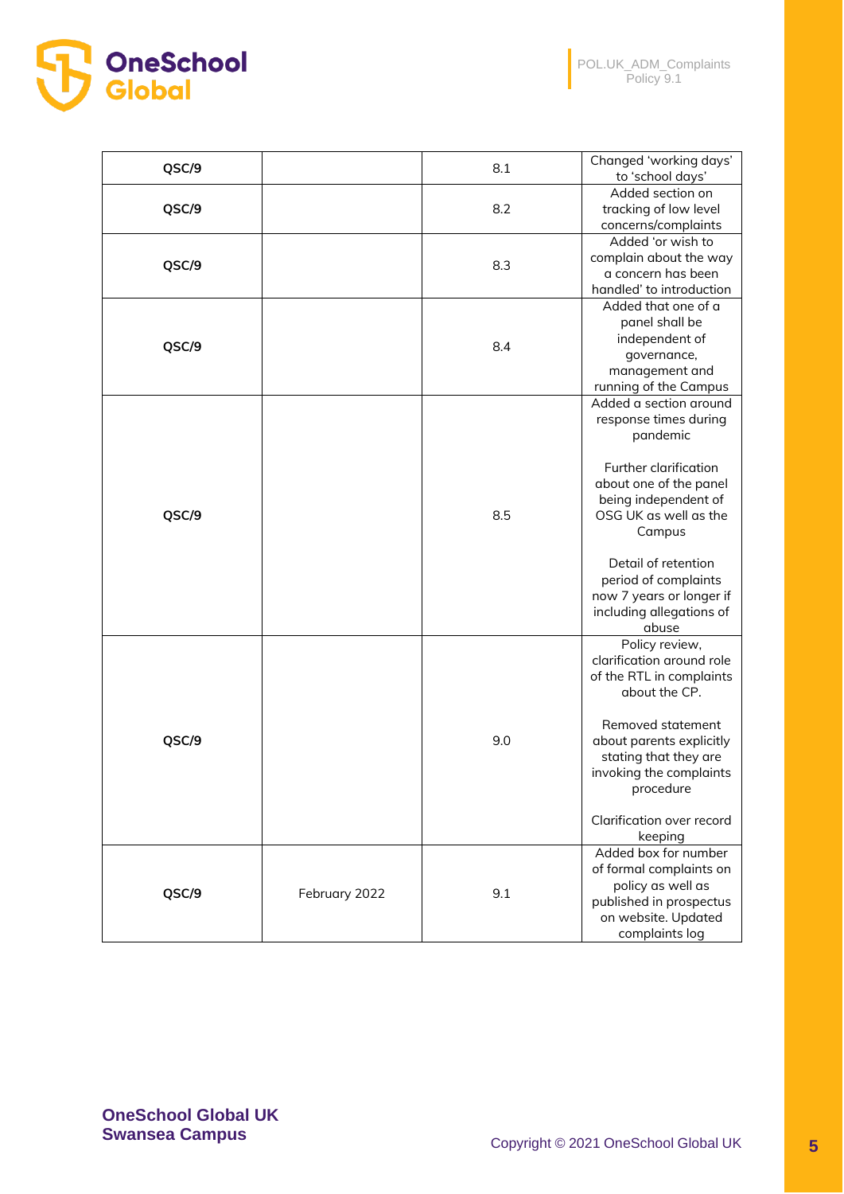| | | | |
|---|---|---|---|
| QSC/9 | | 8.1 | Changed 'working days' to 'school days' |
| QSC/9 | | 8.2 | Added section on tracking of low level concerns/complaints |
| QSC/9 | | 8.3 | Added 'or wish to complain about the way a concern has been handled' to introduction |
| QSC/9 | | 8.4 | Added that one of a panel shall be independent of governance, management and running of the Campus |
| QSC/9 | | 8.5 | Added a section around response times during pandemic<br><br>Further clarification about one of the panel being independent of OSG UK as well as the Campus<br><br>Detail of retention period of complaints now 7 years or longer if including allegations of abuse |
| QSC/9 | | 9.0 | Policy review, clarification around role of the RTL in complaints about the CP.<br><br>Removed statement about parents explicitly stating that they are invoking the complaints procedure<br><br>Clarification over record keeping |
| QSC/9 | February 2022 | 9.1 | Added box for number of formal complaints on policy as well as published in prospectus on website. Updated complaints log |